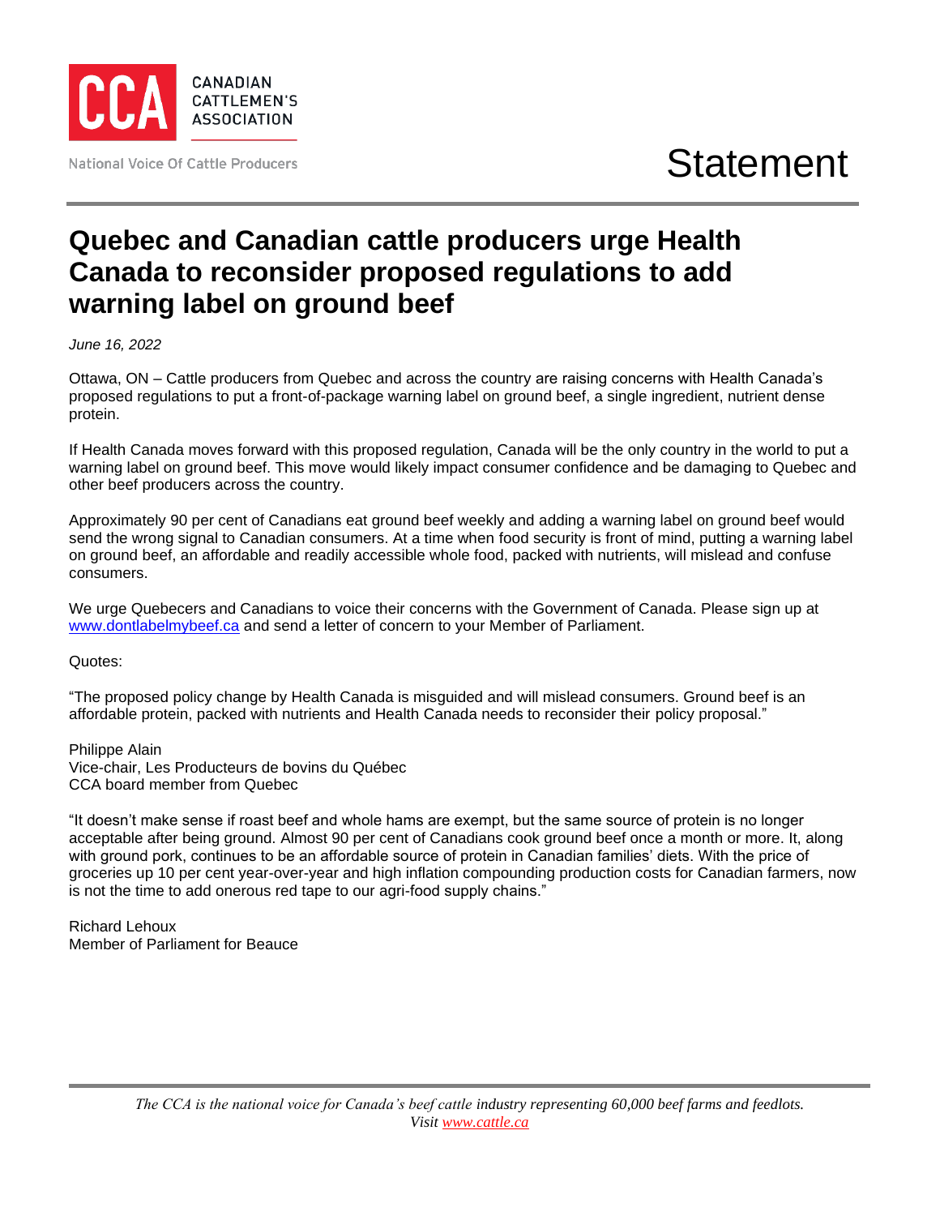CANADIAN CATTLEMEN'S ASSOCIATION

National Voice Of Cattle Producers

Statement

# Quebec and Canadian cattle producers urge Health Canada to reconsider proposed regulations to add warning label on ground beef

*June 16, 2022*

Ottawa, ON – Cattle producers from Quebec and across the country are raising concerns with Health Canada's proposed regulations to put a front-of-package warning label on ground beef, a single ingredient, nutrient dense protein.

If Health Canada moves forward with this proposed regulation, Canada will be the only country in the world to put a warning label on ground beef. This move would likely impact consumer confidence and be damaging to Quebec and other beef producers across the country.

Approximately 90 per cent of Canadians eat ground beef weekly and adding a warning label on ground beef would send the wrong signal to Canadian consumers. At a time when food security is front of mind, putting a warning label on ground beef, an affordable and readily accessible whole food, packed with nutrients, will mislead and confuse consumers.

We urge Quebecers and Canadians to voice their concerns with the Government of Canada. Please sign up at www.dontlabelmybeef.ca and send a letter of concern to your Member of Parliament.

Quotes:

"The proposed policy change by Health Canada is misguided and will mislead consumers. Ground beef is an affordable protein, packed with nutrients and Health Canada needs to reconsider their policy proposal."

Philippe Alain
Vice-chair, Les Producteurs de bovins du Québec
CCA board member from Quebec

"It doesn't make sense if roast beef and whole hams are exempt, but the same source of protein is no longer acceptable after being ground. Almost 90 per cent of Canadians cook ground beef once a month or more. It, along with ground pork, continues to be an affordable source of protein in Canadian families' diets. With the price of groceries up 10 per cent year-over-year and high inflation compounding production costs for Canadian farmers, now is not the time to add onerous red tape to our agri-food supply chains."

Richard Lehoux
Member of Parliament for Beauce

*The CCA is the national voice for Canada's beef cattle industry representing 60,000 beef farms and feedlots. Visit www.cattle.ca*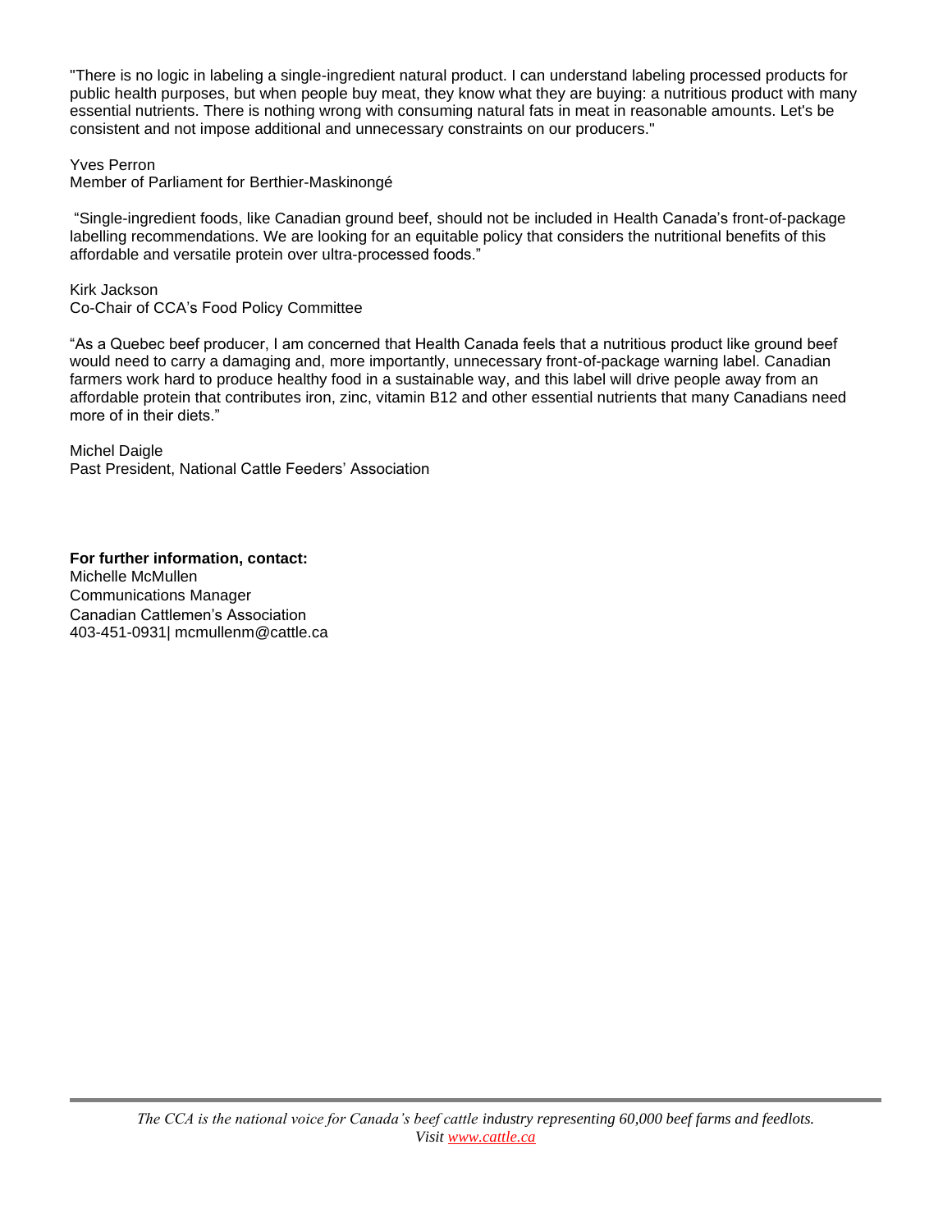"There is no logic in labeling a single-ingredient natural product. I can understand labeling processed products for public health purposes, but when people buy meat, they know what they are buying: a nutritious product with many essential nutrients. There is nothing wrong with consuming natural fats in meat in reasonable amounts. Let's be consistent and not impose additional and unnecessary constraints on our producers."

Yves Perron
Member of Parliament for Berthier-Maskinongé

"Single-ingredient foods, like Canadian ground beef, should not be included in Health Canada's front-of-package labelling recommendations. We are looking for an equitable policy that considers the nutritional benefits of this affordable and versatile protein over ultra-processed foods."

Kirk Jackson
Co-Chair of CCA's Food Policy Committee

"As a Quebec beef producer, I am concerned that Health Canada feels that a nutritious product like ground beef would need to carry a damaging and, more importantly, unnecessary front-of-package warning label. Canadian farmers work hard to produce healthy food in a sustainable way, and this label will drive people away from an affordable protein that contributes iron, zinc, vitamin B12 and other essential nutrients that many Canadians need more of in their diets."

Michel Daigle
Past President, National Cattle Feeders' Association

**For further information, contact:**
Michelle McMullen
Communications Manager
Canadian Cattlemen's Association
403-451-0931| mcmullenm@cattle.ca

*The CCA is the national voice for Canada's beef cattle industry representing 60,000 beef farms and feedlots.*
*Visit www.cattle.ca*